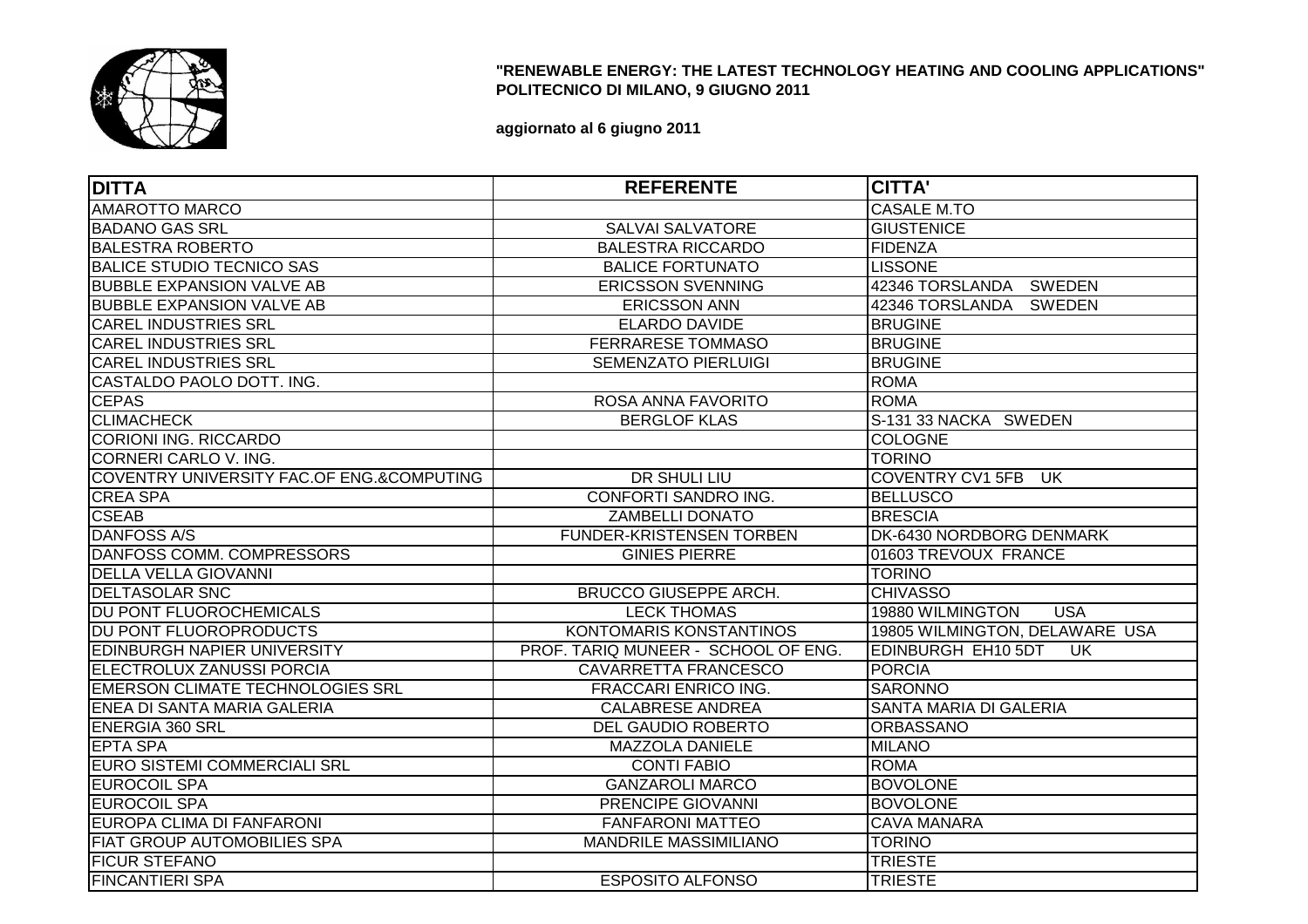**"RENEWABLE ENERGY: THE LATEST TECHNOLOGY HEATING AND COOLING APPLICATIONS"**
**POLITECNICO DI MILANO, 9 GIUGNO 2011**

**aggiornato al 6 giugno 2011**

| DITTA | REFERENTE | CITTA' |
|---|---|---|
| AMAROTTO MARCO | | CASALE M.TO |
| BADANO GAS SRL | SALVAI SALVATORE | GIUSTENICE |
| BALESTRA ROBERTO | BALESTRA RICCARDO | FIDENZA |
| BALICE STUDIO TECNICO SAS | BALICE FORTUNATO | LISSONE |
| BUBBLE EXPANSION VALVE AB | ERICSSON SVENNING | 42346 TORSLANDA SWEDEN |
| BUBBLE EXPANSION VALVE AB | ERICSSON ANN | 42346 TORSLANDA SWEDEN |
| CAREL INDUSTRIES SRL | ELARDO DAVIDE | BRUGINE |
| CAREL INDUSTRIES SRL | FERRARESE TOMMASO | BRUGINE |
| CAREL INDUSTRIES SRL | SEMENZATO PIERLUIGI | BRUGINE |
| CASTALDO PAOLO DOTT. ING. | | ROMA |
| CEPAS | ROSA ANNA FAVORITO | ROMA |
| CLIMACHECK | BERGLOF KLAS | S-131 33 NACKA SWEDEN |
| CORIONI ING. RICCARDO | | COLOGNE |
| CORNERI CARLO V. ING. | | TORINO |
| COVENTRY UNIVERSITY FAC.OF ENG.&COMPUTING | DR SHULI LIU | COVENTRY CV1 5FB UK |
| CREA SPA | CONFORTI SANDRO ING. | BELLUSCO |
| CSEAB | ZAMBELLI DONATO | BRESCIA |
| DANFOSS A/S | FUNDER-KRISTENSEN TORBEN | DK-6430 NORDBORG DENMARK |
| DANFOSS COMM. COMPRESSORS | GINIES PIERRE | 01603 TREVOUX FRANCE |
| DELLA VELLA GIOVANNI | | TORINO |
| DELTASOLAR SNC | BRUCCO GIUSEPPE ARCH. | CHIVASSO |
| DU PONT FLUOROCHEMICALS | LECK THOMAS | 19880 WILMINGTON USA |
| DU PONT FLUOROPRODUCTS | KONTOMARIS KONSTANTINOS | 19805 WILMINGTON, DELAWARE USA |
| EDINBURGH NAPIER UNIVERSITY | PROF. TARIQ MUNEER - SCHOOL OF ENG. | EDINBURGH EH10 5DT UK |
| ELECTROLUX ZANUSSI PORCIA | CAVARRETTA FRANCESCO | PORCIA |
| EMERSON CLIMATE TECHNOLOGIES SRL | FRACCARI ENRICO ING. | SARONNO |
| ENEA DI SANTA MARIA GALERIA | CALABRESE ANDREA | SANTA MARIA DI GALERIA |
| ENERGIA 360 SRL | DEL GAUDIO ROBERTO | ORBASSANO |
| EPTA SPA | MAZZOLA DANIELE | MILANO |
| EURO SISTEMI COMMERCIALI SRL | CONTI FABIO | ROMA |
| EUROCOIL SPA | GANZAROLI MARCO | BOVOLONE |
| EUROCOIL SPA | PRENCIPE GIOVANNI | BOVOLONE |
| EUROPA CLIMA DI FANFARONI | FANFARONI MATTEO | CAVA MANARA |
| FIAT GROUP AUTOMOBILIES SPA | MANDRILE MASSIMILIANO | TORINO |
| FICUR STEFANO | | TRIESTE |
| FINCANTIERI SPA | ESPOSITO ALFONSO | TRIESTE |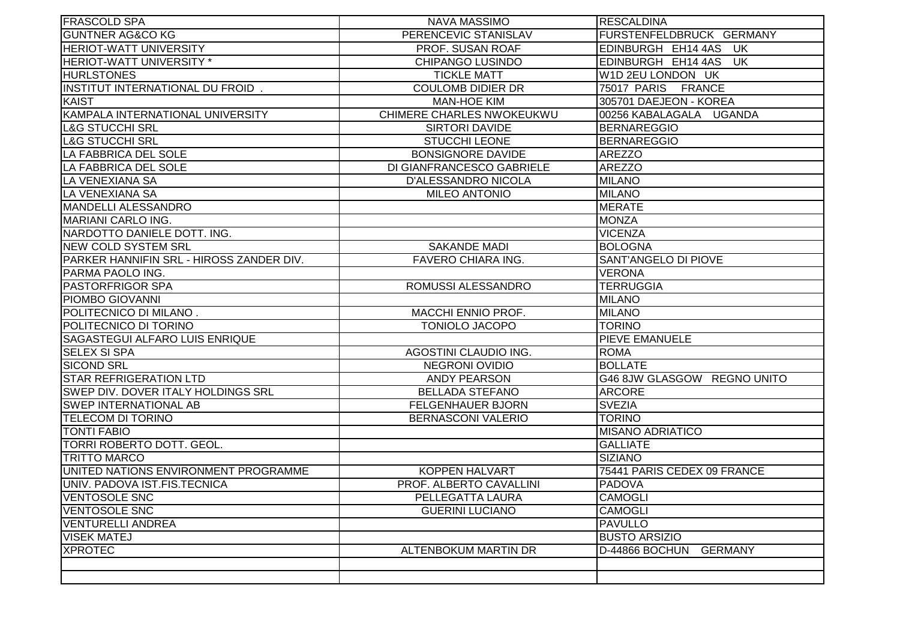| | | |
|---|---|---|
| FRASCOLD SPA | NAVA MASSIMO | RESCALDINA |
| GUNTNER AG&CO KG | PERENCEVIC STANISLAV | FURSTENFELDBRUCK GERMANY |
| HERIOT-WATT UNIVERSITY | PROF. SUSAN ROAF | EDINBURGH EH14 4AS UK |
| HERIOT-WATT UNIVERSITY * | CHIPANGO LUSINDO | EDINBURGH EH14 4AS UK |
| HURLSTONES | TICKLE MATT | W1D 2EU LONDON UK |
| INSTITUT INTERNATIONAL DU FROID . | COULOMB DIDIER DR | 75017 PARIS FRANCE |
| KAIST | MAN-HOE KIM | 305701 DAEJEON - KOREA |
| KAMPALA INTERNATIONAL UNIVERSITY | CHIMERE CHARLES NWOKEUKWU | 00256 KABALAGALA UGANDA |
| L&G STUCCHI SRL | SIRTORI DAVIDE | BERNAREGGIO |
| L&G STUCCHI SRL | STUCCHI LEONE | BERNAREGGIO |
| LA FABBRICA DEL SOLE | BONSIGNORE DAVIDE | AREZZO |
| LA FABBRICA DEL SOLE | DI GIANFRANCESCO GABRIELE | AREZZO |
| LA VENEXIANA SA | D'ALESSANDRO NICOLA | MILANO |
| LA VENEXIANA SA | MILEO ANTONIO | MILANO |
| MANDELLI ALESSANDRO | | MERATE |
| MARIANI CARLO ING. | | MONZA |
| NARDOTTO DANIELE DOTT. ING. | | VICENZA |
| NEW COLD SYSTEM SRL | SAKANDE MADI | BOLOGNA |
| PARKER HANNIFIN SRL - HIROSS ZANDER DIV. | FAVERO CHIARA ING. | SANT'ANGELO DI PIOVE |
| PARMA PAOLO ING. | | VERONA |
| PASTORFRIGOR SPA | ROMUSSI ALESSANDRO | TERRUGGIA |
| PIOMBO GIOVANNI | | MILANO |
| POLITECNICO DI MILANO . | MACCHI ENNIO PROF. | MILANO |
| POLITECNICO DI TORINO | TONIOLO JACOPO | TORINO |
| SAGASTEGUI ALFARO LUIS ENRIQUE | | PIEVE EMANUELE |
| SELEX SI SPA | AGOSTINI CLAUDIO ING. | ROMA |
| SICOND SRL | NEGRONI OVIDIO | BOLLATE |
| STAR REFRIGERATION LTD | ANDY PEARSON | G46 8JW GLASGOW REGNO UNITO |
| SWEP DIV. DOVER ITALY HOLDINGS SRL | BELLADA STEFANO | ARCORE |
| SWEP INTERNATIONAL AB | FELGENHAUER BJORN | SVEZIA |
| TELECOM DI TORINO | BERNASCONI VALERIO | TORINO |
| TONTI FABIO | | MISANO ADRIATICO |
| TORRI ROBERTO DOTT. GEOL. | | GALLIATE |
| TRITTO MARCO | | SIZIANO |
| UNITED NATIONS ENVIRONMENT PROGRAMME | KOPPEN HALVART | 75441 PARIS CEDEX 09 FRANCE |
| UNIV. PADOVA IST.FIS.TECNICA | PROF. ALBERTO CAVALLINI | PADOVA |
| VENTOSOLE SNC | PELLEGATTA LAURA | CAMOGLI |
| VENTOSOLE SNC | GUERINI LUCIANO | CAMOGLI |
| VENTURELLI ANDREA | | PAVULLO |
| VISEK MATEJ | | BUSTO ARSIZIO |
| XPROTEC | ALTENBOKUM MARTIN DR | D-44866 BOCHUN GERMANY |
| | | |
| | | |